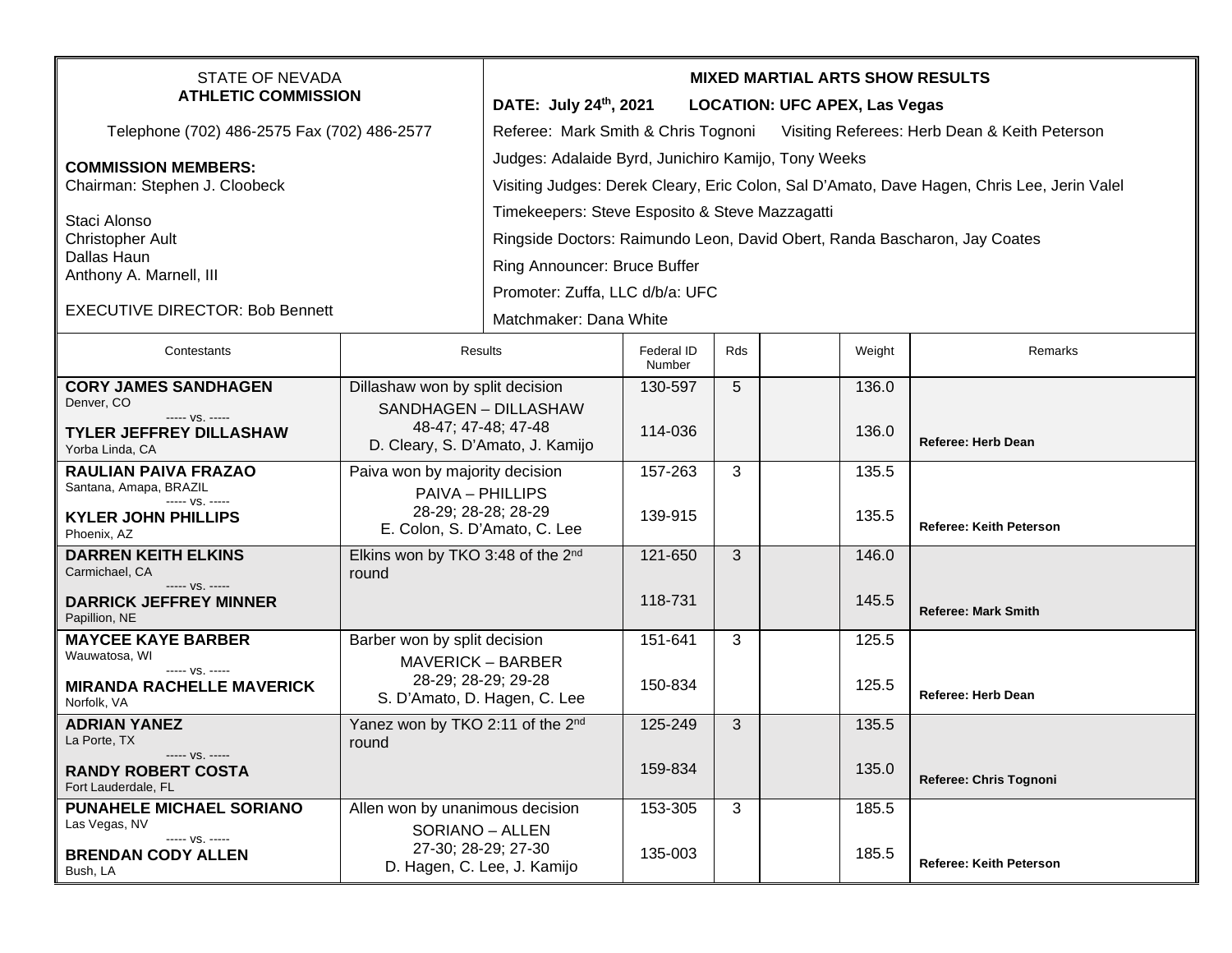STATE OF NEVADA
**ATHLETIC COMMISSION**

Telephone (702) 486-2575 Fax (702) 486-2577

**COMMISSION MEMBERS:**
Chairman: Stephen J. Cloobeck

Staci Alonso
Christopher Ault
Dallas Haun
Anthony A. Marnell, III

EXECUTIVE DIRECTOR: Bob Bennett

**MIXED MARTIAL ARTS SHOW RESULTS**

**DATE: July 24th, 2021 LOCATION: UFC APEX, Las Vegas**

Referee: Mark Smith & Chris Tognoni Visiting Referees: Herb Dean & Keith Peterson

Judges: Adalaide Byrd, Junichiro Kamijo, Tony Weeks

Visiting Judges: Derek Cleary, Eric Colon, Sal D'Amato, Dave Hagen, Chris Lee, Jerin Valel

Timekeepers: Steve Esposito & Steve Mazzagatti

Ringside Doctors: Raimundo Leon, David Obert, Randa Bascharon, Jay Coates

Ring Announcer: Bruce Buffer

Promoter: Zuffa, LLC d/b/a: UFC

Matchmaker: Dana White

| Contestants | Results | Federal ID Number | Rds | | Weight | Remarks |
|---|---|---|---|---|---|---|
| **CORY JAMES SANDHAGEN** Denver, CO | Dillashaw won by split decision | 130-597 | 5 | | 136.0 | |
| ----- vs. ----- **TYLER JEFFREY DILLASHAW** Yorba Linda, CA | SANDHAGEN – DILLASHAW 48-47; 47-48; 47-48 D. Cleary, S. D'Amato, J. Kamijo | 114-036 | | | 136.0 | **Referee: Herb Dean** |
| **RAULIAN PAIVA FRAZAO** Santana, Amapa, BRAZIL | Paiva won by majority decision | 157-263 | 3 | | 135.5 | |
| ----- vs. ----- **KYLER JOHN PHILLIPS** Phoenix, AZ | PAIVA – PHILLIPS 28-29; 28-28; 28-29 E. Colon, S. D'Amato, C. Lee | 139-915 | | | 135.5 | **Referee: Keith Peterson** |
| **DARREN KEITH ELKINS** Carmichael, CA | Elkins won by TKO 3:48 of the 2nd round | 121-650 | 3 | | 146.0 | |
| ----- vs. ----- **DARRICK JEFFREY MINNER** Papillion, NE | | 118-731 | | | 145.5 | **Referee: Mark Smith** |
| **MAYCEE KAYE BARBER** Wauwatosa, WI | Barber won by split decision | 151-641 | 3 | | 125.5 | |
| ----- vs. ----- **MIRANDA RACHELLE MAVERICK** Norfolk, VA | MAVERICK – BARBER 28-29; 28-29; 29-28 S. D'Amato, D. Hagen, C. Lee | 150-834 | | | 125.5 | **Referee: Herb Dean** |
| **ADRIAN YANEZ** La Porte, TX | Yanez won by TKO 2:11 of the 2nd round | 125-249 | 3 | | 135.5 | |
| ----- vs. ----- **RANDY ROBERT COSTA** Fort Lauderdale, FL | | 159-834 | | | 135.0 | **Referee: Chris Tognoni** |
| **PUNAHELE MICHAEL SORIANO** Las Vegas, NV | Allen won by unanimous decision | 153-305 | 3 | | 185.5 | |
| ----- vs. ----- **BRENDAN CODY ALLEN** Bush, LA | SORIANO – ALLEN 27-30; 28-29; 27-30 D. Hagen, C. Lee, J. Kamijo | 135-003 | | | 185.5 | **Referee: Keith Peterson** |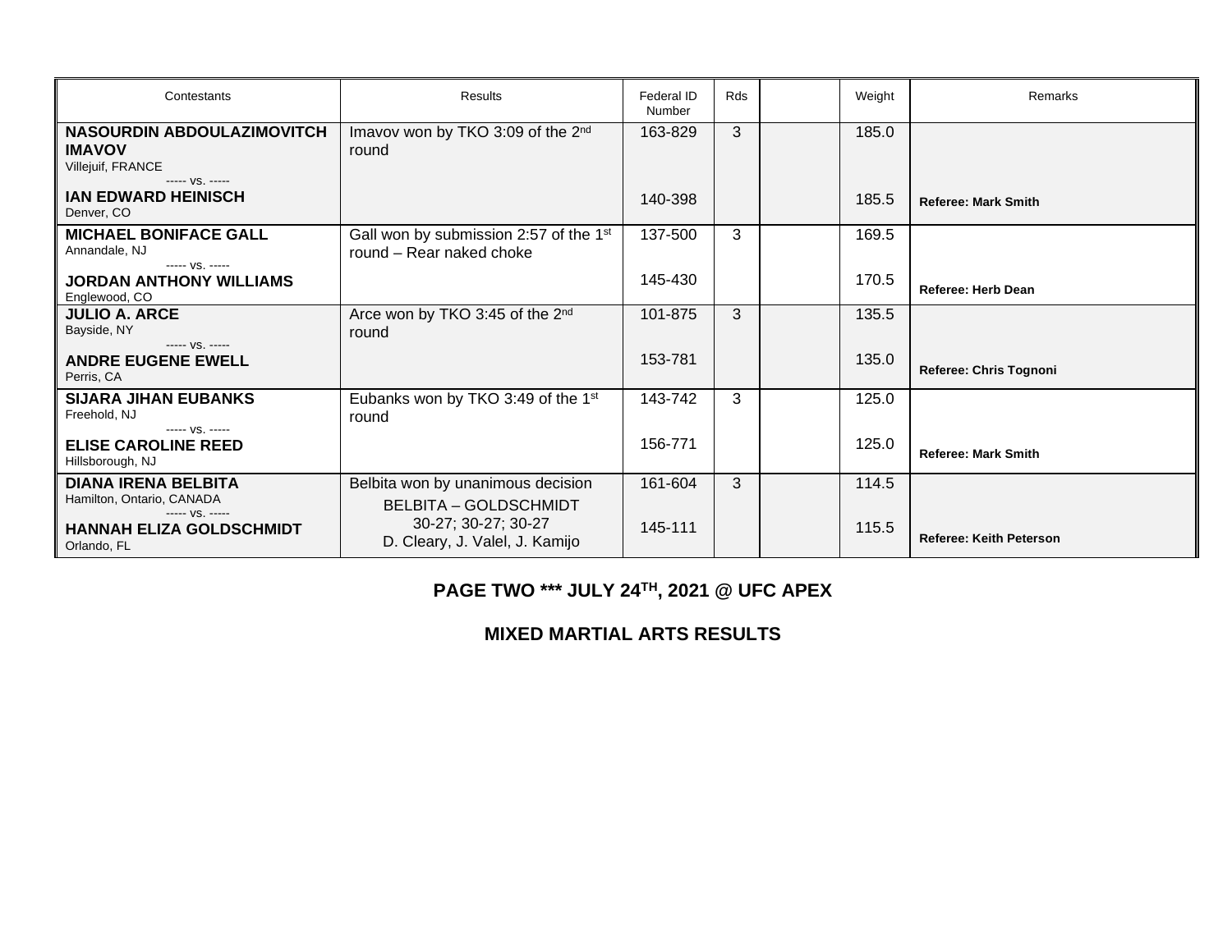| Contestants | Results | Federal ID Number | Rds | | Weight | Remarks |
|---|---|---|---|---|---|---|
| **NASOURDIN ABDOULAZIMOVITCH IMAVOV** Villejuif, FRANCE ----- vs. ----- **IAN EDWARD HEINISCH** Denver, CO | Imavov won by TKO 3:09 of the 2nd round | 163-829<br>140-398 | 3 | | 185.0<br>185.5 | **Referee: Mark Smith** |
| **MICHAEL BONIFACE GALL** Annandale, NJ ----- vs. ----- **JORDAN ANTHONY WILLIAMS** Englewood, CO | Gall won by submission 2:57 of the 1st round – Rear naked choke | 137-500<br>145-430 | 3 | | 169.5<br>170.5 | **Referee: Herb Dean** |
| **JULIO A. ARCE** Bayside, NY ----- vs. ----- **ANDRE EUGENE EWELL** Perris, CA | Arce won by TKO 3:45 of the 2nd round | 101-875<br>153-781 | 3 | | 135.5<br>135.0 | **Referee: Chris Tognoni** |
| **SIJARA JIHAN EUBANKS** Freehold, NJ ----- vs. ----- **ELISE CAROLINE REED** Hillsborough, NJ | Eubanks won by TKO 3:49 of the 1st round | 143-742<br>156-771 | 3 | | 125.0<br>125.0 | **Referee: Mark Smith** |
| **DIANA IRENA BELBITA** Hamilton, Ontario, CANADA ----- vs. ----- **HANNAH ELIZA GOLDSCHMIDT** Orlando, FL | Belbita won by unanimous decision BELBITA – GOLDSCHMIDT 30-27; 30-27; 30-27 D. Cleary, J. Valel, J. Kamijo | 161-604<br>145-111 | 3 | | 114.5<br>115.5 | **Referee: Keith Peterson** |

**PAGE TWO *** JULY 24TH, 2021 @ UFC APEX**

**MIXED MARTIAL ARTS RESULTS**